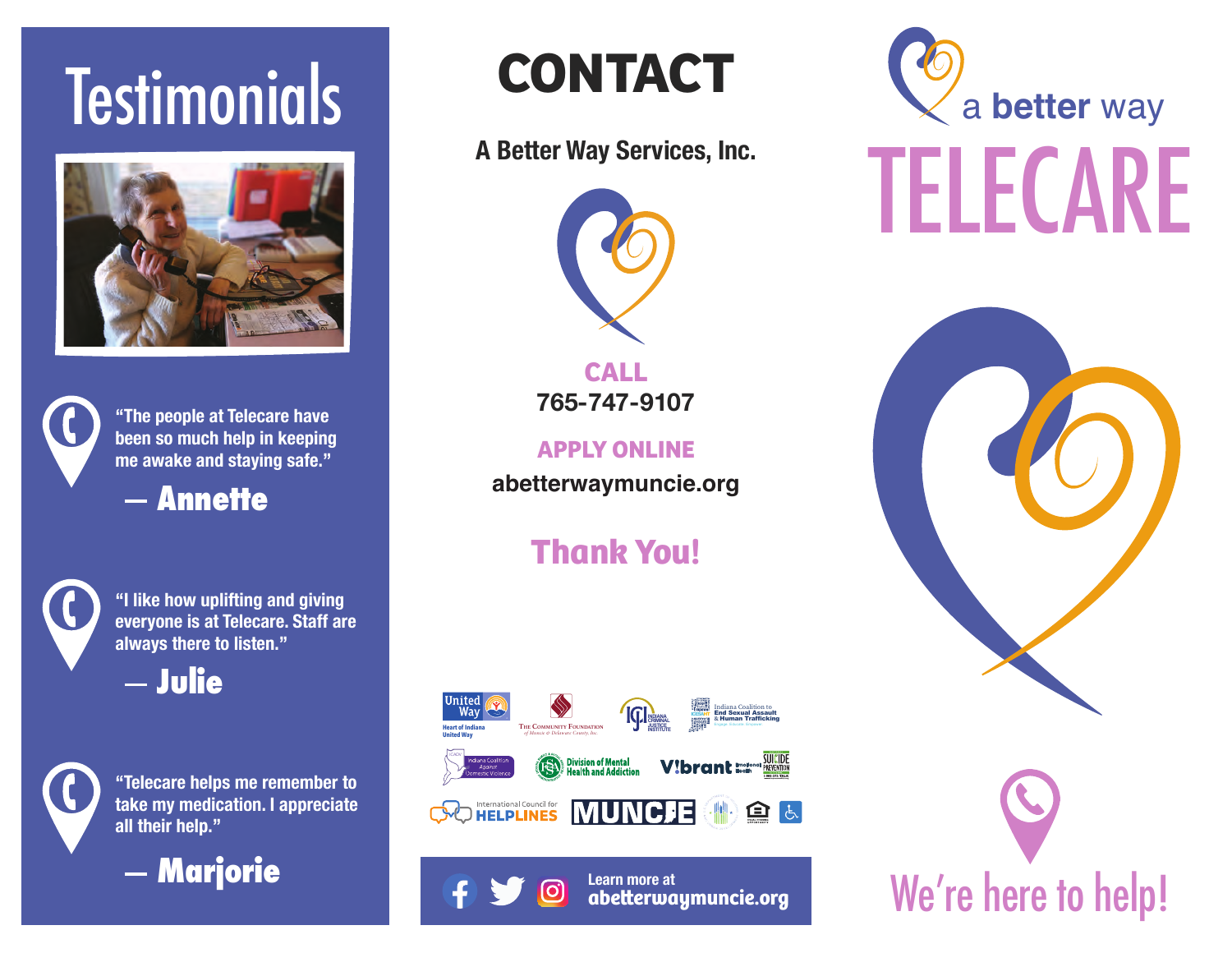# Testimonials

"The people at Telecare have been so much help in keeping me awake and staying safe."

**— Annette**

"I like how uplifting and giving everyone is at Telecare. Staff are always there to listen."

**— Julie**

"Telecare helps me remember to take my medication. I appreciate all their help."

**— Marjorie**

# CONTACT

**A Better Way Services, Inc.**

**CALL**
**765-747-9107**

**APPLY ONLINE**
**abetterwaymuncie.org**

## Thank You!

Learn more at **abetterwaymuncie.org**

a **better** way

# TELECARE

We're here to help!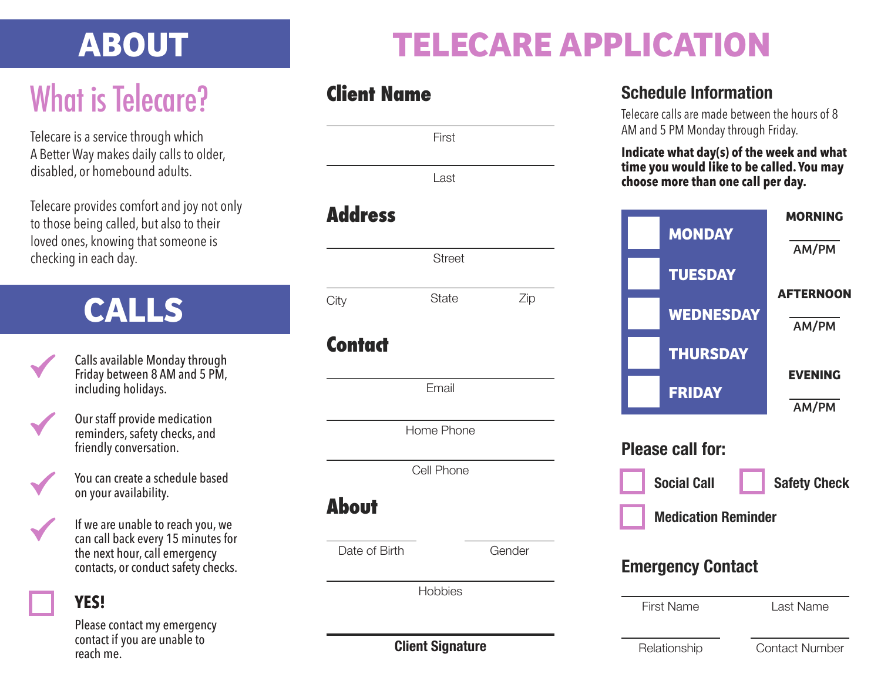# ABOUT

## What is Telecare?

Telecare is a service through which A Better Way makes daily calls to older, disabled, or homebound adults.

Telecare provides comfort and joy not only to those being called, but also to their loved ones, knowing that someone is checking in each day.

# CALLS

- ✓ Calls available Monday through Friday between 8 AM and 5 PM, including holidays.
- ✓ Our staff provide medication reminders, safety checks, and friendly conversation.
- ✓ You can create a schedule based on your availability.
- ✓ If we are unable to reach you, we can call back every 15 minutes for the next hour, call emergency contacts, or conduct safety checks.

☐ **YES!**

Please contact my emergency contact if you are unable to reach me.

# TELECARE APPLICATION

## Client Name

First

Last

## Address

Street

City State Zip

## Contact

Email

Home Phone

Cell Phone

## About

Date of Birth Gender

Hobbies

**Client Signature**

## Schedule Information

Telecare calls are made between the hours of 8 AM and 5 PM Monday through Friday.

**Indicate what day(s) of the week and what time you would like to be called. You may choose more than one call per day.**

- ☐ MONDAY
- ☐ TUESDAY
- ☐ WEDNESDAY
- ☐ THURSDAY
- ☐ FRIDAY

**MORNING** ______ AM/PM

**AFTERNOON** ______ AM/PM

**EVENING** ______ AM/PM

## Please call for:

- ☐ Social Call
- ☐ Safety Check
- ☐ Medication Reminder

## Emergency Contact

First Name Last Name

Relationship Contact Number